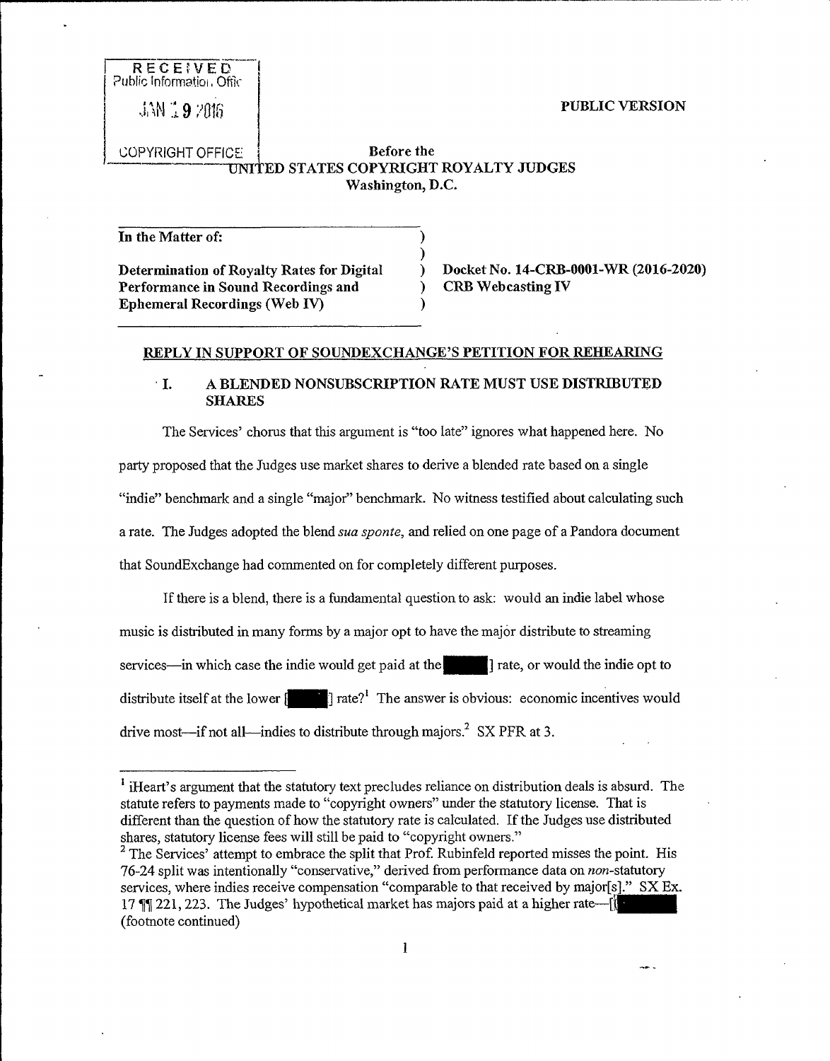RECEIVED
Public Information Office

JAN 19 2016

COPYRIGHT OFFICE

**PUBLIC VERSION**

**Before the**
**UNITED STATES COPYRIGHT ROYALTY JUDGES**
**Washington, D.C.**

| | | |
|---|---|---|
| **In the Matter of:** | ) | |
| | ) | |
| **Determination of Royalty Rates for Digital Performance in Sound Recordings and Ephemeral Recordings (Web IV)** | ) | **Docket No. 14-CRB-0001-WR (2016-2020)** |
| | ) | **CRB Webcasting IV** |
| | ) | |

## REPLY IN SUPPORT OF SOUNDEXCHANGE'S PETITION FOR REHEARING

### I. A BLENDED NONSUBSCRIPTION RATE MUST USE DISTRIBUTED SHARES

The Services' chorus that this argument is "too late" ignores what happened here. No party proposed that the Judges use market shares to derive a blended rate based on a single "indie" benchmark and a single "major" benchmark. No witness testified about calculating such a rate. The Judges adopted the blend *sua sponte*, and relied on one page of a Pandora document that SoundExchange had commented on for completely different purposes.

If there is a blend, there is a fundamental question to ask: would an indie label whose music is distributed in many forms by a major opt to have the major distribute to streaming services—in which case the indie would get paid at the [ ] rate, or would the indie opt to distribute itself at the lower [ ] rate?[1] The answer is obvious: economic incentives would drive most—if not all—indies to distribute through majors.[2] SX PFR at 3.

---

[1] iHeart's argument that the statutory text precludes reliance on distribution deals is absurd. The statute refers to payments made to "copyright owners" under the statutory license. That is different than the question of how the statutory rate is calculated. If the Judges use distributed shares, statutory license fees will still be paid to "copyright owners."

[2] The Services' attempt to embrace the split that Prof. Rubinfeld reported misses the point. His 76-24 split was intentionally "conservative," derived from performance data on *non*-statutory services, where indies receive compensation "comparable to that received by major[s]." SX Ex. 17 ¶¶ 221, 223. The Judges' hypothetical market has majors paid at a higher rate—[ ]
(footnote continued)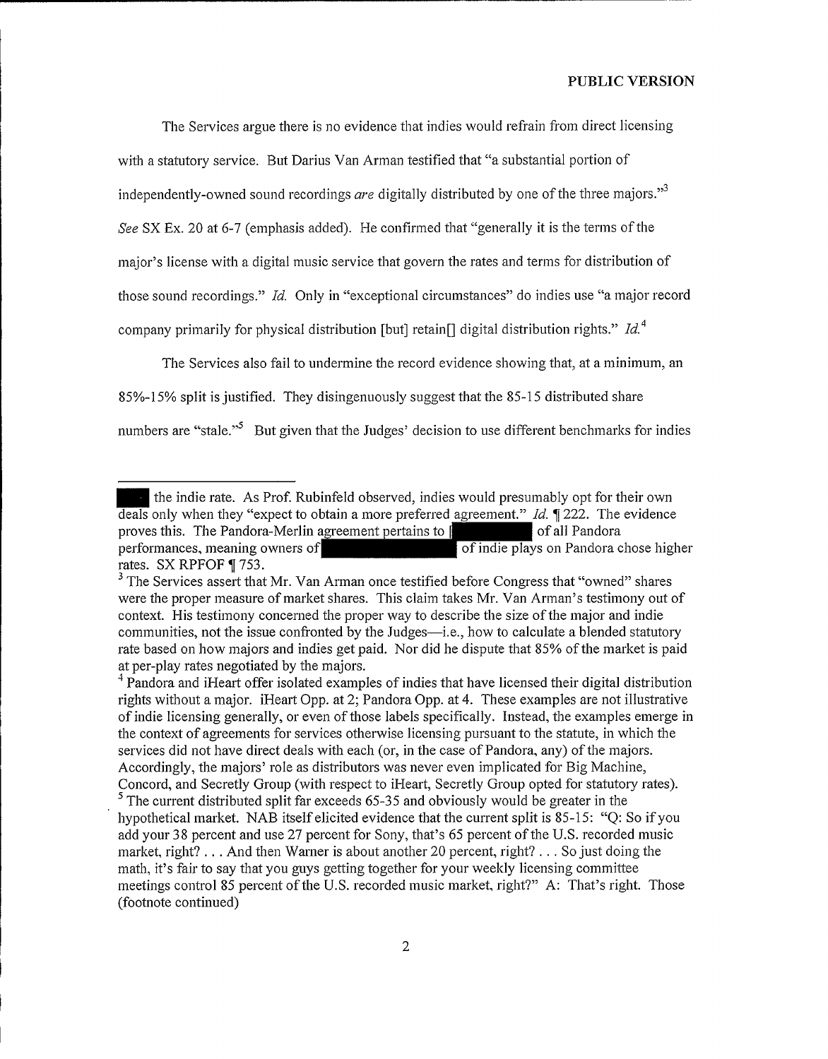The Services argue there is no evidence that indies would refrain from direct licensing with a statutory service. But Darius Van Arman testified that "a substantial portion of independently-owned sound recordings *are* digitally distributed by one of the three majors."[3] *See* SX Ex. 20 at 6-7 (emphasis added). He confirmed that "generally it is the terms of the major's license with a digital music service that govern the rates and terms for distribution of those sound recordings." *Id.* Only in "exceptional circumstances" do indies use "a major record company primarily for physical distribution [but] retain[] digital distribution rights." *Id.*[4]

The Services also fail to undermine the record evidence showing that, at a minimum, an 85%-15% split is justified. They disingenuously suggest that the 85-15 distributed share numbers are "stale."[5] But given that the Judges' decision to use different benchmarks for indies

---

[REDACTED] the indie rate. As Prof. Rubinfeld observed, indies would presumably opt for their own deals only when they "expect to obtain a more preferred agreement." *Id.* ¶ 222. The evidence proves this. The Pandora-Merlin agreement pertains to [REDACTED] of all Pandora performances, meaning owners of [REDACTED] of indie plays on Pandora chose higher rates. SX RPFOF ¶ 753.

[3] The Services assert that Mr. Van Arman once testified before Congress that "owned" shares were the proper measure of market shares. This claim takes Mr. Van Arman's testimony out of context. His testimony concerned the proper way to describe the size of the major and indie communities, not the issue confronted by the Judges—i.e., how to calculate a blended statutory rate based on how majors and indies get paid. Nor did he dispute that 85% of the market is paid at per-play rates negotiated by the majors.

[4] Pandora and iHeart offer isolated examples of indies that have licensed their digital distribution rights without a major. iHeart Opp. at 2; Pandora Opp. at 4. These examples are not illustrative of indie licensing generally, or even of those labels specifically. Instead, the examples emerge in the context of agreements for services otherwise licensing pursuant to the statute, in which the services did not have direct deals with each (or, in the case of Pandora, any) of the majors. Accordingly, the majors' role as distributors was never even implicated for Big Machine, Concord, and Secretly Group (with respect to iHeart, Secretly Group opted for statutory rates).

[5] The current distributed split far exceeds 65-35 and obviously would be greater in the hypothetical market. NAB itself elicited evidence that the current split is 85-15: "Q: So if you add your 38 percent and use 27 percent for Sony, that's 65 percent of the U.S. recorded music market, right? . . . And then Warner is about another 20 percent, right? . . . So just doing the math, it's fair to say that you guys getting together for your weekly licensing committee meetings control 85 percent of the U.S. recorded music market, right?" A: That's right. Those (footnote continued)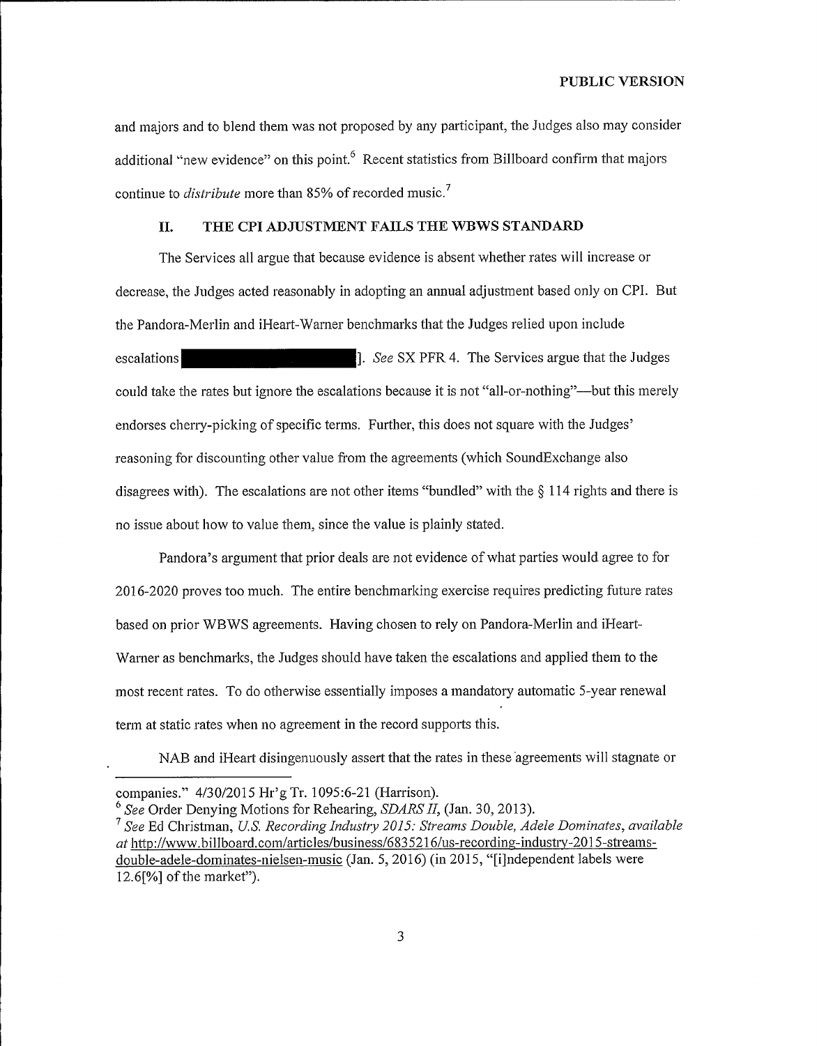and majors and to blend them was not proposed by any participant, the Judges also may consider additional "new evidence" on this point.[6] Recent statistics from Billboard confirm that majors continue to *distribute* more than 85% of recorded music.[7]

## II. THE CPI ADJUSTMENT FAILS THE WBWS STANDARD

The Services all argue that because evidence is absent whether rates will increase or decrease, the Judges acted reasonably in adopting an annual adjustment based only on CPI. But the Pandora-Merlin and iHeart-Warner benchmarks that the Judges relied upon include escalations [REDACTED]. *See* SX PFR 4. The Services argue that the Judges could take the rates but ignore the escalations because it is not "all-or-nothing"—but this merely endorses cherry-picking of specific terms. Further, this does not square with the Judges' reasoning for discounting other value from the agreements (which SoundExchange also disagrees with). The escalations are not other items "bundled" with the § 114 rights and there is no issue about how to value them, since the value is plainly stated.

Pandora's argument that prior deals are not evidence of what parties would agree to for 2016-2020 proves too much. The entire benchmarking exercise requires predicting future rates based on prior WBWS agreements. Having chosen to rely on Pandora-Merlin and iHeart-Warner as benchmarks, the Judges should have taken the escalations and applied them to the most recent rates. To do otherwise essentially imposes a mandatory automatic 5-year renewal term at static rates when no agreement in the record supports this.

NAB and iHeart disingenuously assert that the rates in these agreements will stagnate or

---

companies." 4/30/2015 Hr'g Tr. 1095:6-21 (Harrison).

[6] *See* Order Denying Motions for Rehearing, *SDARS II*, (Jan. 30, 2013).

[7] *See* Ed Christman, *U.S. Recording Industry 2015: Streams Double, Adele Dominates*, *available at* http://www.billboard.com/articles/business/6835216/us-recording-industry-2015-streams-double-adele-dominates-nielsen-music (Jan. 5, 2016) (in 2015, "[i]ndependent labels were 12.6[%] of the market").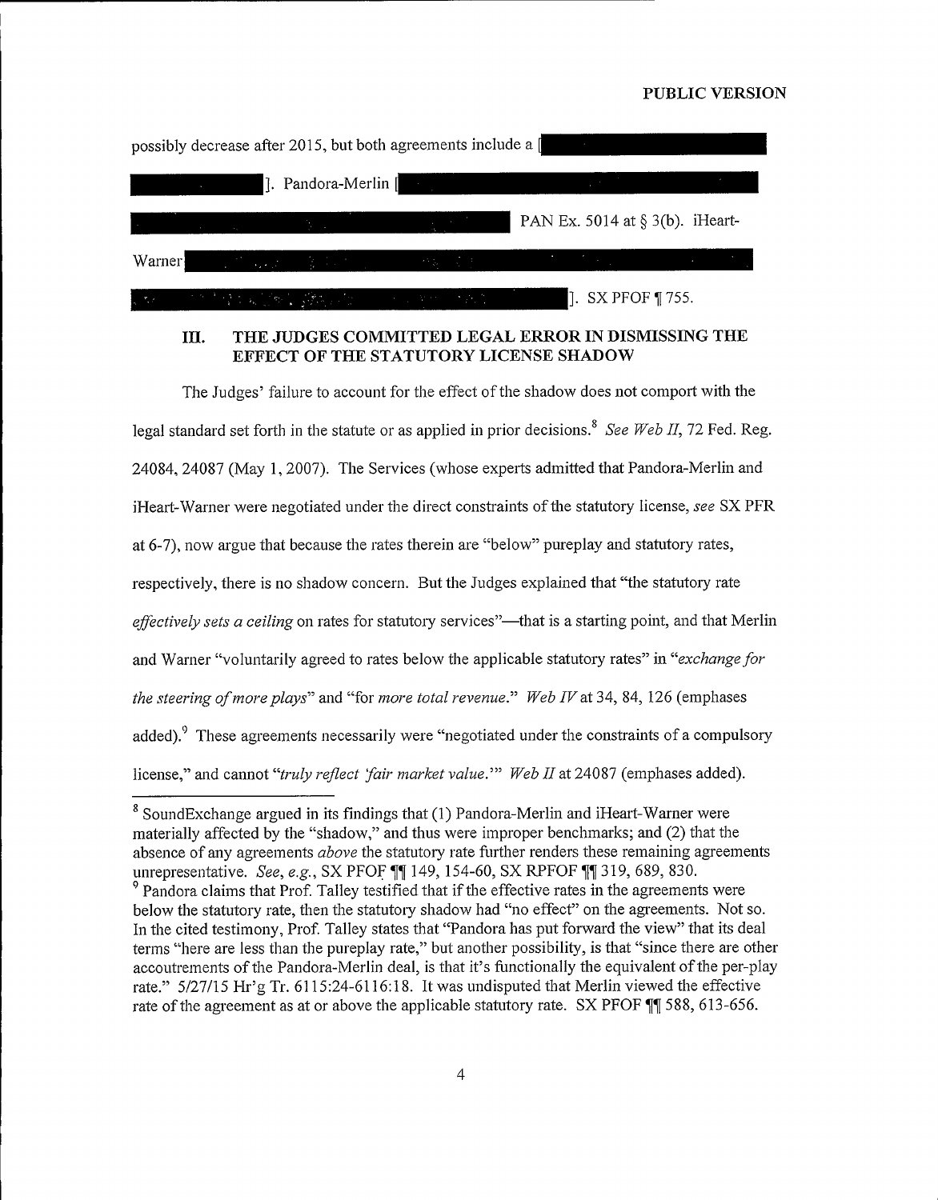possibly decrease after 2015, but both agreements include a [ ]. Pandora-Merlin [ ] PAN Ex. 5014 at § 3(b). iHeart-Warner [ ]. SX PFOF ¶ 755.

## III. THE JUDGES COMMITTED LEGAL ERROR IN DISMISSING THE EFFECT OF THE STATUTORY LICENSE SHADOW

The Judges' failure to account for the effect of the shadow does not comport with the legal standard set forth in the statute or as applied in prior decisions.[8] *See Web II*, 72 Fed. Reg. 24084, 24087 (May 1, 2007). The Services (whose experts admitted that Pandora-Merlin and iHeart-Warner were negotiated under the direct constraints of the statutory license, *see* SX PFR at 6-7), now argue that because the rates therein are "below" pureplay and statutory rates, respectively, there is no shadow concern. But the Judges explained that "the statutory rate *effectively sets a ceiling* on rates for statutory services"—that is a starting point, and that Merlin and Warner "voluntarily agreed to rates below the applicable statutory rates" in "*exchange for the steering of more plays*" and "for *more total revenue*." *Web IV* at 34, 84, 126 (emphases added).[9] These agreements necessarily were "negotiated under the constraints of a compulsory license," and cannot "*truly reflect 'fair market value*.'" *Web II* at 24087 (emphases added).

---

[8] SoundExchange argued in its findings that (1) Pandora-Merlin and iHeart-Warner were materially affected by the "shadow," and thus were improper benchmarks; and (2) that the absence of any agreements *above* the statutory rate further renders these remaining agreements unrepresentative. *See, e.g.*, SX PFOF ¶¶ 149, 154-60, SX RPFOF ¶¶ 319, 689, 830.

[9] Pandora claims that Prof. Talley testified that if the effective rates in the agreements were below the statutory rate, then the statutory shadow had "no effect" on the agreements. Not so. In the cited testimony, Prof. Talley states that "Pandora has put forward the view" that its deal terms "here are less than the pureplay rate," but another possibility, is that "since there are other accoutrements of the Pandora-Merlin deal, is that it's functionally the equivalent of the per-play rate." 5/27/15 Hr'g Tr. 6115:24-6116:18. It was undisputed that Merlin viewed the effective rate of the agreement as at or above the applicable statutory rate. SX PFOF ¶¶ 588, 613-656.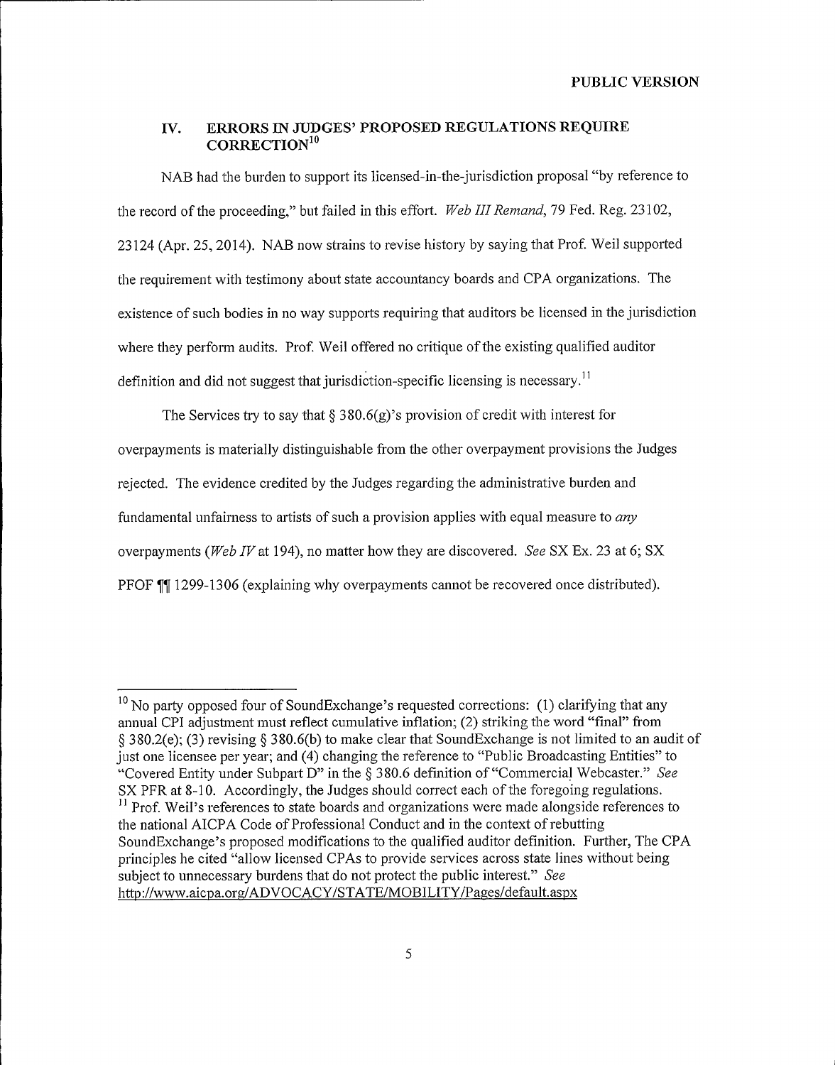PUBLIC VERSION

## IV. ERRORS IN JUDGES' PROPOSED REGULATIONS REQUIRE CORRECTION[10]

NAB had the burden to support its licensed-in-the-jurisdiction proposal "by reference to the record of the proceeding," but failed in this effort. *Web III Remand*, 79 Fed. Reg. 23102, 23124 (Apr. 25, 2014). NAB now strains to revise history by saying that Prof. Weil supported the requirement with testimony about state accountancy boards and CPA organizations. The existence of such bodies in no way supports requiring that auditors be licensed in the jurisdiction where they perform audits. Prof. Weil offered no critique of the existing qualified auditor definition and did not suggest that jurisdiction-specific licensing is necessary.[11]

The Services try to say that § 380.6(g)'s provision of credit with interest for overpayments is materially distinguishable from the other overpayment provisions the Judges rejected. The evidence credited by the Judges regarding the administrative burden and fundamental unfairness to artists of such a provision applies with equal measure to *any* overpayments (*Web IV* at 194), no matter how they are discovered. *See* SX Ex. 23 at 6; SX PFOF ¶¶ 1299-1306 (explaining why overpayments cannot be recovered once distributed).

---

[10] No party opposed four of SoundExchange's requested corrections: (1) clarifying that any annual CPI adjustment must reflect cumulative inflation; (2) striking the word "final" from § 380.2(e); (3) revising § 380.6(b) to make clear that SoundExchange is not limited to an audit of just one licensee per year; and (4) changing the reference to "Public Broadcasting Entities" to "Covered Entity under Subpart D" in the § 380.6 definition of "Commercial Webcaster." *See* SX PFR at 8-10. Accordingly, the Judges should correct each of the foregoing regulations.

[11] Prof. Weil's references to state boards and organizations were made alongside references to the national AICPA Code of Professional Conduct and in the context of rebutting SoundExchange's proposed modifications to the qualified auditor definition. Further, The CPA principles he cited "allow licensed CPAs to provide services across state lines without being subject to unnecessary burdens that do not protect the public interest." *See* http://www.aicpa.org/ADVOCACY/STATE/MOBILITY/Pages/default.aspx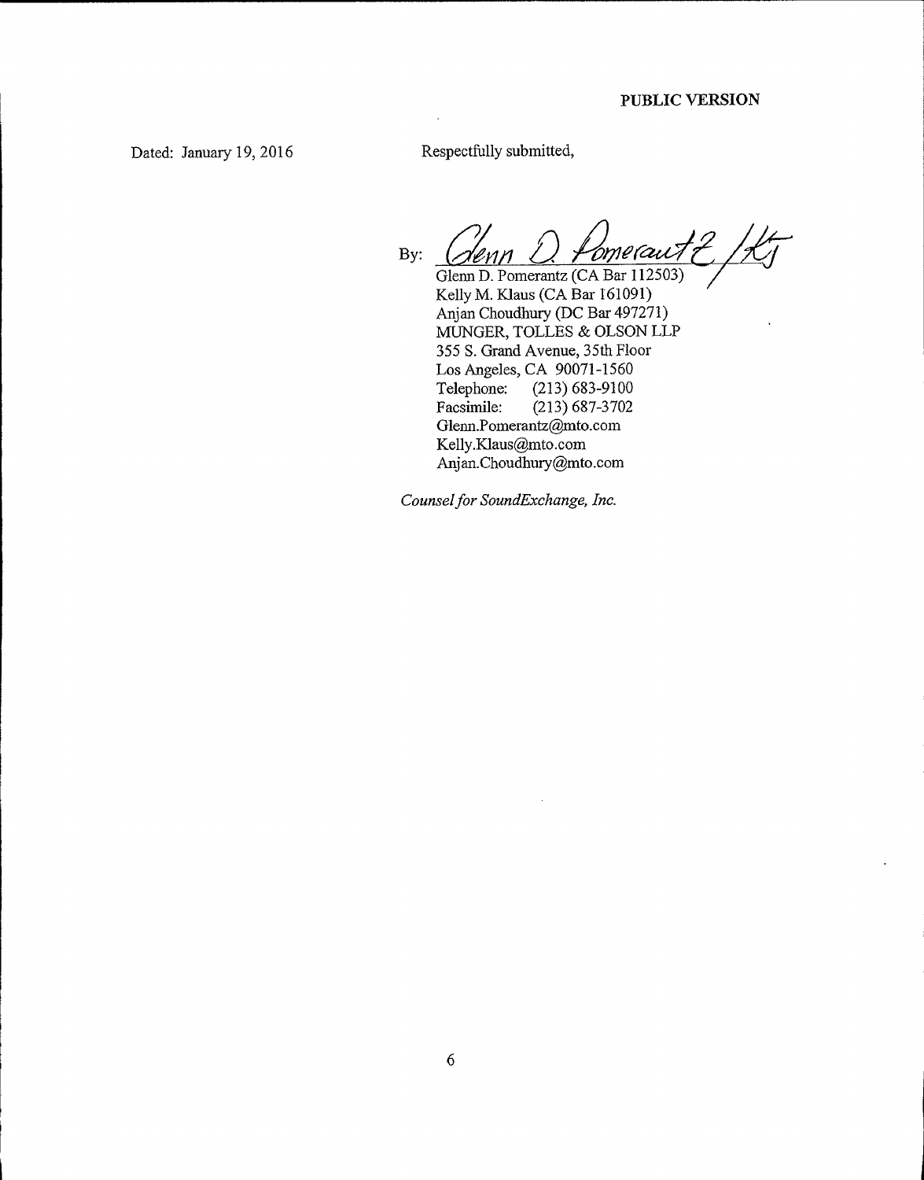**PUBLIC VERSION**

Dated: January 19, 2016

Respectfully submitted,

By: Glenn D. Pomerantz /KJ

Glenn D. Pomerantz (CA Bar 112503)
Kelly M. Klaus (CA Bar 161091)
Anjan Choudhury (DC Bar 497271)
MUNGER, TOLLES & OLSON LLP
355 S. Grand Avenue, 35th Floor
Los Angeles, CA 90071-1560
Telephone: (213) 683-9100
Facsimile: (213) 687-3702
Glenn.Pomerantz@mto.com
Kelly.Klaus@mto.com
Anjan.Choudhury@mto.com

*Counsel for SoundExchange, Inc.*